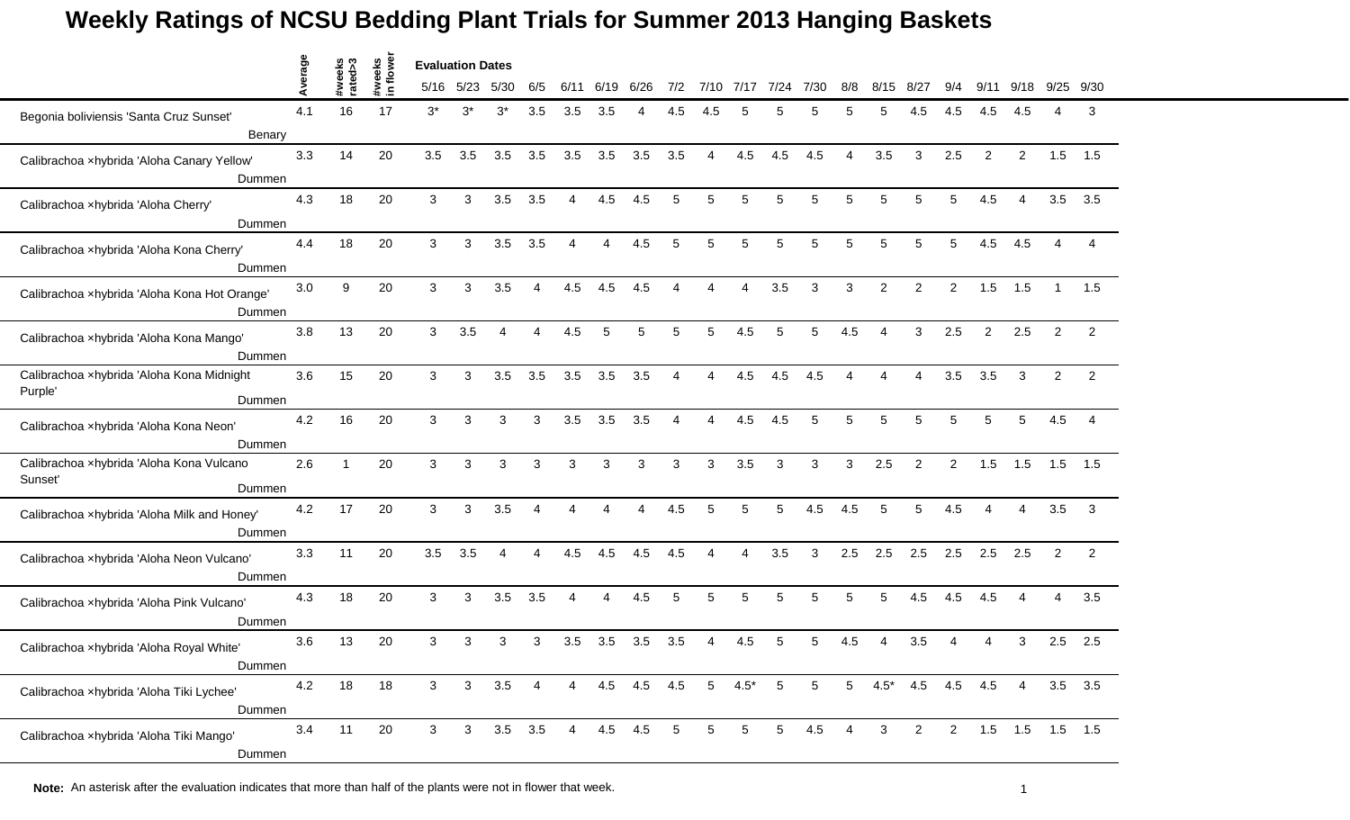# Weekly Ratings of NCSU Bedding Plant Trials for Summer 2013 Hanging Baskets

| | Average | #weeks rated>3 | #weeks in flower | Evaluation Dates 5/16 | 5/23 | 5/30 | 6/5 | 6/11 | 6/19 | 6/26 | 7/2 | 7/10 | 7/17 | 7/24 | 7/30 | 8/8 | 8/15 | 8/27 | 9/4 | 9/11 | 9/18 | 9/25 | 9/30 |
|---|---|---|---|---|---|---|---|---|---|---|---|---|---|---|---|---|---|---|---|---|---|---|---|
| Begonia boliviensis 'Santa Cruz Sunset' Benary | 4.1 | 16 | 17 | 3* | 3* | 3* | 3.5 | 3.5 | 3.5 | 4 | 4.5 | 4.5 | 5 | 5 | 5 | 5 | 5 | 4.5 | 4.5 | 4.5 | 4.5 | 4 | 3 |
| Calibrachoa ×hybrida 'Aloha Canary Yellow' Dummen | 3.3 | 14 | 20 | 3.5 | 3.5 | 3.5 | 3.5 | 3.5 | 3.5 | 3.5 | 3.5 | 4 | 4.5 | 4.5 | 4.5 | 4 | 3.5 | 3 | 2.5 | 2 | 2 | 1.5 | 1.5 |
| Calibrachoa ×hybrida 'Aloha Cherry' Dummen | 4.3 | 18 | 20 | 3 | 3 | 3.5 | 3.5 | 4 | 4.5 | 4.5 | 5 | 5 | 5 | 5 | 5 | 5 | 5 | 5 | 5 | 4.5 | 4 | 3.5 | 3.5 |
| Calibrachoa ×hybrida 'Aloha Kona Cherry' Dummen | 4.4 | 18 | 20 | 3 | 3 | 3.5 | 3.5 | 4 | 4 | 4.5 | 5 | 5 | 5 | 5 | 5 | 5 | 5 | 5 | 5 | 4.5 | 4.5 | 4 | 4 |
| Calibrachoa ×hybrida 'Aloha Kona Hot Orange' Dummen | 3.0 | 9 | 20 | 3 | 3 | 3.5 | 4 | 4.5 | 4.5 | 4.5 | 4 | 4 | 4 | 3.5 | 3 | 3 | 2 | 2 | 2 | 1.5 | 1.5 | 1 | 1.5 |
| Calibrachoa ×hybrida 'Aloha Kona Mango' Dummen | 3.8 | 13 | 20 | 3 | 3.5 | 4 | 4 | 4.5 | 5 | 5 | 5 | 5 | 4.5 | 5 | 5 | 4.5 | 4 | 3 | 2.5 | 2 | 2.5 | 2 | 2 |
| Calibrachoa ×hybrida 'Aloha Kona Midnight Purple' Dummen | 3.6 | 15 | 20 | 3 | 3 | 3.5 | 3.5 | 3.5 | 3.5 | 3.5 | 4 | 4 | 4.5 | 4.5 | 4.5 | 4 | 4 | 4 | 3.5 | 3.5 | 3 | 2 | 2 |
| Calibrachoa ×hybrida 'Aloha Kona Neon' Dummen | 4.2 | 16 | 20 | 3 | 3 | 3 | 3 | 3.5 | 3.5 | 3.5 | 4 | 4 | 4.5 | 4.5 | 5 | 5 | 5 | 5 | 5 | 5 | 5 | 4.5 | 4 |
| Calibrachoa ×hybrida 'Aloha Kona Vulcano Sunset' Dummen | 2.6 | 1 | 20 | 3 | 3 | 3 | 3 | 3 | 3 | 3 | 3 | 3 | 3.5 | 3 | 3 | 3 | 2.5 | 2 | 2 | 1.5 | 1.5 | 1.5 | 1.5 |
| Calibrachoa ×hybrida 'Aloha Milk and Honey' Dummen | 4.2 | 17 | 20 | 3 | 3 | 3.5 | 4 | 4 | 4 | 4 | 4.5 | 5 | 5 | 5 | 4.5 | 4.5 | 5 | 5 | 4.5 | 4 | 4 | 3.5 | 3 |
| Calibrachoa ×hybrida 'Aloha Neon Vulcano' Dummen | 3.3 | 11 | 20 | 3.5 | 3.5 | 4 | 4 | 4.5 | 4.5 | 4.5 | 4.5 | 4 | 4 | 3.5 | 3 | 2.5 | 2.5 | 2.5 | 2.5 | 2.5 | 2.5 | 2 | 2 |
| Calibrachoa ×hybrida 'Aloha Pink Vulcano' Dummen | 4.3 | 18 | 20 | 3 | 3 | 3.5 | 3.5 | 4 | 4 | 4.5 | 5 | 5 | 5 | 5 | 5 | 5 | 5 | 4.5 | 4.5 | 4.5 | 4 | 4 | 3.5 |
| Calibrachoa ×hybrida 'Aloha Royal White' Dummen | 3.6 | 13 | 20 | 3 | 3 | 3 | 3 | 3.5 | 3.5 | 3.5 | 3.5 | 4 | 4.5 | 5 | 5 | 4.5 | 4 | 3.5 | 4 | 4 | 3 | 2.5 | 2.5 |
| Calibrachoa ×hybrida 'Aloha Tiki Lychee' Dummen | 4.2 | 18 | 18 | 3 | 3 | 3.5 | 4 | 4 | 4.5 | 4.5 | 4.5 | 5 | 4.5* | 5 | 5 | 5 | 4.5* | 4.5 | 4.5 | 4.5 | 4 | 3.5 | 3.5 |
| Calibrachoa ×hybrida 'Aloha Tiki Mango' Dummen | 3.4 | 11 | 20 | 3 | 3 | 3.5 | 3.5 | 4 | 4.5 | 4.5 | 5 | 5 | 5 | 5 | 4.5 | 4 | 3 | 2 | 2 | 1.5 | 1.5 | 1.5 | 1.5 |

**Note:** An asterisk after the evaluation indicates that more than half of the plants were not in flower that week.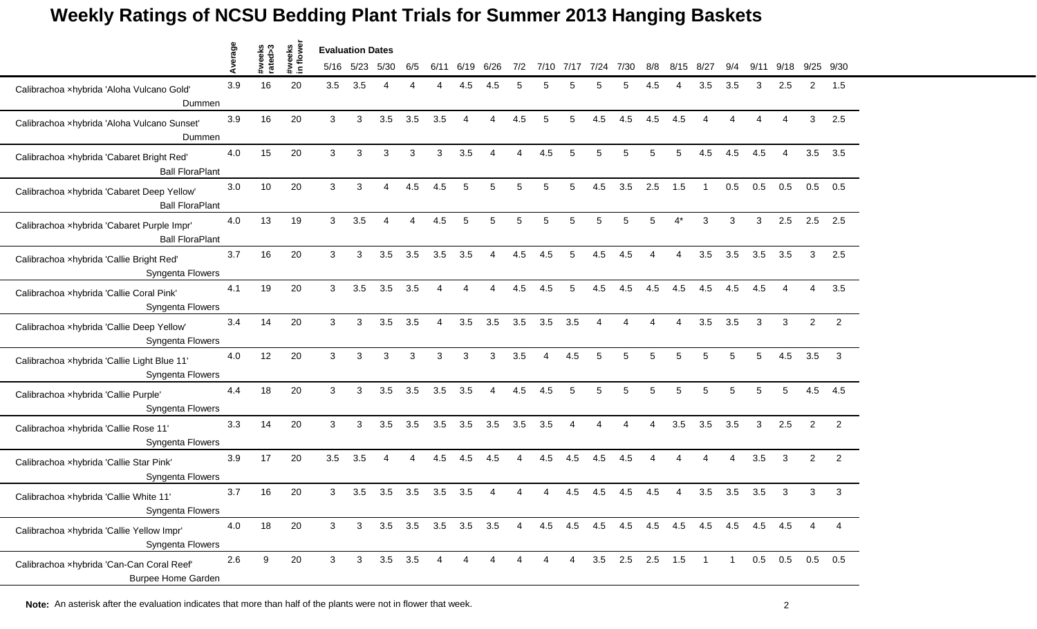# Weekly Ratings of NCSU Bedding Plant Trials for Summer 2013 Hanging Baskets

| | Average | #weeks rated>3 | #weeks in flower | 5/16 | 5/23 | 5/30 | 6/5 | 6/11 | 6/19 | 6/26 | 7/2 | 7/10 | 7/17 | 7/24 | 7/30 | 8/8 | 8/15 | 8/27 | 9/4 | 9/11 | 9/18 | 9/25 | 9/30 |
|---|---|---|---|---|---|---|---|---|---|---|---|---|---|---|---|---|---|---|---|---|---|---|---|
| | | | | Evaluation Dates | | | | | | | | | | | | | | | | | | | |
| Calibrachoa ×hybrida 'Aloha Vulcano Gold' Dummen | 3.9 | 16 | 20 | 3.5 | 3.5 | 4 | 4 | 4 | 4.5 | 4.5 | 5 | 5 | 5 | 5 | 5 | 4.5 | 4 | 3.5 | 3.5 | 3 | 2.5 | 2 | 1.5 |
| Calibrachoa ×hybrida 'Aloha Vulcano Sunset' Dummen | 3.9 | 16 | 20 | 3 | 3 | 3.5 | 3.5 | 3.5 | 4 | 4 | 4.5 | 5 | 5 | 4.5 | 4.5 | 4.5 | 4.5 | 4 | 4 | 4 | 4 | 3 | 2.5 |
| Calibrachoa ×hybrida 'Cabaret Bright Red' Ball FloraPlant | 4.0 | 15 | 20 | 3 | 3 | 3 | 3 | 3 | 3.5 | 4 | 4 | 4.5 | 5 | 5 | 5 | 5 | 5 | 4.5 | 4.5 | 4.5 | 4 | 3.5 | 3.5 |
| Calibrachoa ×hybrida 'Cabaret Deep Yellow' Ball FloraPlant | 3.0 | 10 | 20 | 3 | 3 | 4 | 4.5 | 4.5 | 5 | 5 | 5 | 5 | 5 | 4.5 | 3.5 | 2.5 | 1.5 | 1 | 0.5 | 0.5 | 0.5 | 0.5 | 0.5 |
| Calibrachoa ×hybrida 'Cabaret Purple Impr' Ball FloraPlant | 4.0 | 13 | 19 | 3 | 3.5 | 4 | 4 | 4.5 | 5 | 5 | 5 | 5 | 5 | 5 | 5 | 5 | 4* | 3 | 3 | 3 | 2.5 | 2.5 | 2.5 |
| Calibrachoa ×hybrida 'Callie Bright Red' Syngenta Flowers | 3.7 | 16 | 20 | 3 | 3 | 3.5 | 3.5 | 3.5 | 3.5 | 4 | 4.5 | 4.5 | 5 | 4.5 | 4.5 | 4 | 4 | 3.5 | 3.5 | 3.5 | 3.5 | 3 | 2.5 |
| Calibrachoa ×hybrida 'Callie Coral Pink' Syngenta Flowers | 4.1 | 19 | 20 | 3 | 3.5 | 3.5 | 3.5 | 4 | 4 | 4 | 4.5 | 4.5 | 5 | 4.5 | 4.5 | 4.5 | 4.5 | 4.5 | 4.5 | 4.5 | 4 | 4 | 3.5 |
| Calibrachoa ×hybrida 'Callie Deep Yellow' Syngenta Flowers | 3.4 | 14 | 20 | 3 | 3 | 3.5 | 3.5 | 4 | 3.5 | 3.5 | 3.5 | 3.5 | 3.5 | 4 | 4 | 4 | 4 | 3.5 | 3.5 | 3 | 3 | 2 | 2 |
| Calibrachoa ×hybrida 'Callie Light Blue 11' Syngenta Flowers | 4.0 | 12 | 20 | 3 | 3 | 3 | 3 | 3 | 3 | 3 | 3.5 | 4 | 4.5 | 5 | 5 | 5 | 5 | 5 | 5 | 5 | 4.5 | 3.5 | 3 |
| Calibrachoa ×hybrida 'Callie Purple' Syngenta Flowers | 4.4 | 18 | 20 | 3 | 3 | 3.5 | 3.5 | 3.5 | 3.5 | 4 | 4.5 | 4.5 | 5 | 5 | 5 | 5 | 5 | 5 | 5 | 5 | 5 | 4.5 | 4.5 |
| Calibrachoa ×hybrida 'Callie Rose 11' Syngenta Flowers | 3.3 | 14 | 20 | 3 | 3 | 3.5 | 3.5 | 3.5 | 3.5 | 3.5 | 3.5 | 3.5 | 4 | 4 | 4 | 4 | 3.5 | 3.5 | 3.5 | 3 | 2.5 | 2 | 2 |
| Calibrachoa ×hybrida 'Callie Star Pink' Syngenta Flowers | 3.9 | 17 | 20 | 3.5 | 3.5 | 4 | 4 | 4.5 | 4.5 | 4.5 | 4 | 4.5 | 4.5 | 4.5 | 4.5 | 4 | 4 | 4 | 4 | 3.5 | 3 | 2 | 2 |
| Calibrachoa ×hybrida 'Callie White 11' Syngenta Flowers | 3.7 | 16 | 20 | 3 | 3.5 | 3.5 | 3.5 | 3.5 | 3.5 | 4 | 4 | 4 | 4.5 | 4.5 | 4.5 | 4.5 | 4 | 3.5 | 3.5 | 3.5 | 3 | 3 | 3 |
| Calibrachoa ×hybrida 'Callie Yellow Impr' Syngenta Flowers | 4.0 | 18 | 20 | 3 | 3 | 3.5 | 3.5 | 3.5 | 3.5 | 3.5 | 4 | 4.5 | 4.5 | 4.5 | 4.5 | 4.5 | 4.5 | 4.5 | 4.5 | 4.5 | 4.5 | 4 | 4 |
| Calibrachoa ×hybrida 'Can-Can Coral Reef' Burpee Home Garden | 2.6 | 9 | 20 | 3 | 3 | 3.5 | 3.5 | 4 | 4 | 4 | 4 | 4 | 4 | 3.5 | 2.5 | 2.5 | 1.5 | 1 | 1 | 0.5 | 0.5 | 0.5 | 0.5 |

**Note:** An asterisk after the evaluation indicates that more than half of the plants were not in flower that week.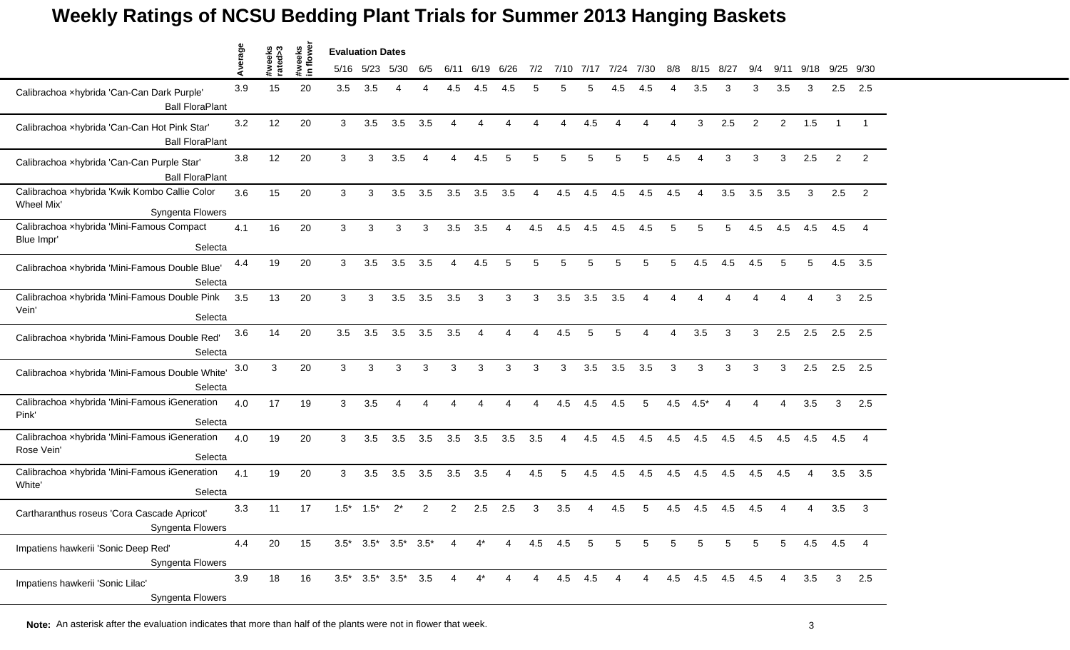# Weekly Ratings of NCSU Bedding Plant Trials for Summer 2013 Hanging Baskets

| | Average | #weeks rated>3 | #weeks in flower | 5/16 | 5/23 | 5/30 | 6/5 | 6/11 | 6/19 | 6/26 | 7/2 | 7/10 | 7/17 | 7/24 | 7/30 | 8/8 | 8/15 | 8/27 | 9/4 | 9/11 | 9/18 | 9/25 | 9/30 |
|---|---|---|---|---|---|---|---|---|---|---|---|---|---|---|---|---|---|---|---|---|---|---|---|
| | | | | Evaluation Dates | | | | | | | | | | | | | | | | | | | |
| Calibrachoa ×hybrida 'Can-Can Dark Purple' Ball FloraPlant | 3.9 | 15 | 20 | 3.5 | 3.5 | 4 | 4 | 4.5 | 4.5 | 4.5 | 5 | 5 | 5 | 4.5 | 4.5 | 4 | 3.5 | 3 | 3 | 3.5 | 3 | 2.5 | 2.5 |
| Calibrachoa ×hybrida 'Can-Can Hot Pink Star' Ball FloraPlant | 3.2 | 12 | 20 | 3 | 3.5 | 3.5 | 3.5 | 4 | 4 | 4 | 4 | 4 | 4.5 | 4 | 4 | 4 | 3 | 2.5 | 2 | 2 | 1.5 | 1 | 1 |
| Calibrachoa ×hybrida 'Can-Can Purple Star' Ball FloraPlant | 3.8 | 12 | 20 | 3 | 3 | 3.5 | 4 | 4 | 4.5 | 5 | 5 | 5 | 5 | 5 | 5 | 4.5 | 4 | 3 | 3 | 3 | 2.5 | 2 | 2 |
| Calibrachoa ×hybrida 'Kwik Kombo Callie Color Wheel Mix' Syngenta Flowers | 3.6 | 15 | 20 | 3 | 3 | 3.5 | 3.5 | 3.5 | 3.5 | 3.5 | 4 | 4.5 | 4.5 | 4.5 | 4.5 | 4.5 | 4 | 3.5 | 3.5 | 3.5 | 3 | 2.5 | 2 |
| Calibrachoa ×hybrida 'Mini-Famous Compact Blue Impr' Selecta | 4.1 | 16 | 20 | 3 | 3 | 3 | 3 | 3.5 | 3.5 | 4 | 4.5 | 4.5 | 4.5 | 4.5 | 4.5 | 5 | 5 | 5 | 4.5 | 4.5 | 4.5 | 4.5 | 4 |
| Calibrachoa ×hybrida 'Mini-Famous Double Blue' Selecta | 4.4 | 19 | 20 | 3 | 3.5 | 3.5 | 3.5 | 4 | 4.5 | 5 | 5 | 5 | 5 | 5 | 5 | 5 | 4.5 | 4.5 | 4.5 | 5 | 5 | 4.5 | 3.5 |
| Calibrachoa ×hybrida 'Mini-Famous Double Pink Vein' Selecta | 3.5 | 13 | 20 | 3 | 3 | 3.5 | 3.5 | 3.5 | 3 | 3 | 3 | 3.5 | 3.5 | 3.5 | 4 | 4 | 4 | 4 | 4 | 4 | 4 | 3 | 2.5 |
| Calibrachoa ×hybrida 'Mini-Famous Double Red' Selecta | 3.6 | 14 | 20 | 3.5 | 3.5 | 3.5 | 3.5 | 3.5 | 4 | 4 | 4 | 4.5 | 5 | 5 | 4 | 4 | 3.5 | 3 | 3 | 2.5 | 2.5 | 2.5 | 2.5 |
| Calibrachoa ×hybrida 'Mini-Famous Double White' Selecta | 3.0 | 3 | 20 | 3 | 3 | 3 | 3 | 3 | 3 | 3 | 3 | 3 | 3.5 | 3.5 | 3.5 | 3 | 3 | 3 | 3 | 3 | 2.5 | 2.5 | 2.5 |
| Calibrachoa ×hybrida 'Mini-Famous iGeneration Pink' Selecta | 4.0 | 17 | 19 | 3 | 3.5 | 4 | 4 | 4 | 4 | 4 | 4 | 4.5 | 4.5 | 4.5 | 5 | 4.5 | 4.5* | 4 | 4 | 4 | 3.5 | 3 | 2.5 |
| Calibrachoa ×hybrida 'Mini-Famous iGeneration Rose Vein' Selecta | 4.0 | 19 | 20 | 3 | 3.5 | 3.5 | 3.5 | 3.5 | 3.5 | 3.5 | 3.5 | 4 | 4.5 | 4.5 | 4.5 | 4.5 | 4.5 | 4.5 | 4.5 | 4.5 | 4.5 | 4.5 | 4 |
| Calibrachoa ×hybrida 'Mini-Famous iGeneration White' Selecta | 4.1 | 19 | 20 | 3 | 3.5 | 3.5 | 3.5 | 3.5 | 3.5 | 4 | 4.5 | 5 | 4.5 | 4.5 | 4.5 | 4.5 | 4.5 | 4.5 | 4.5 | 4.5 | 4 | 3.5 | 3.5 |
| Cartharanthus roseus 'Cora Cascade Apricot' Syngenta Flowers | 3.3 | 11 | 17 | 1.5* | 1.5* | 2* | 2 | 2 | 2.5 | 2.5 | 3 | 3.5 | 4 | 4.5 | 5 | 4.5 | 4.5 | 4.5 | 4.5 | 4 | 4 | 3.5 | 3 |
| Impatiens hawkerii 'Sonic Deep Red' Syngenta Flowers | 4.4 | 20 | 15 | 3.5* | 3.5* | 3.5* | 3.5* | 4 | 4* | 4 | 4.5 | 4.5 | 5 | 5 | 5 | 5 | 5 | 5 | 5 | 5 | 4.5 | 4.5 | 4 |
| Impatiens hawkerii 'Sonic Lilac' Syngenta Flowers | 3.9 | 18 | 16 | 3.5* | 3.5* | 3.5* | 3.5 | 4 | 4* | 4 | 4 | 4.5 | 4.5 | 4 | 4 | 4.5 | 4.5 | 4.5 | 4.5 | 4 | 3.5 | 3 | 2.5 |

**Note:** An asterisk after the evaluation indicates that more than half of the plants were not in flower that week.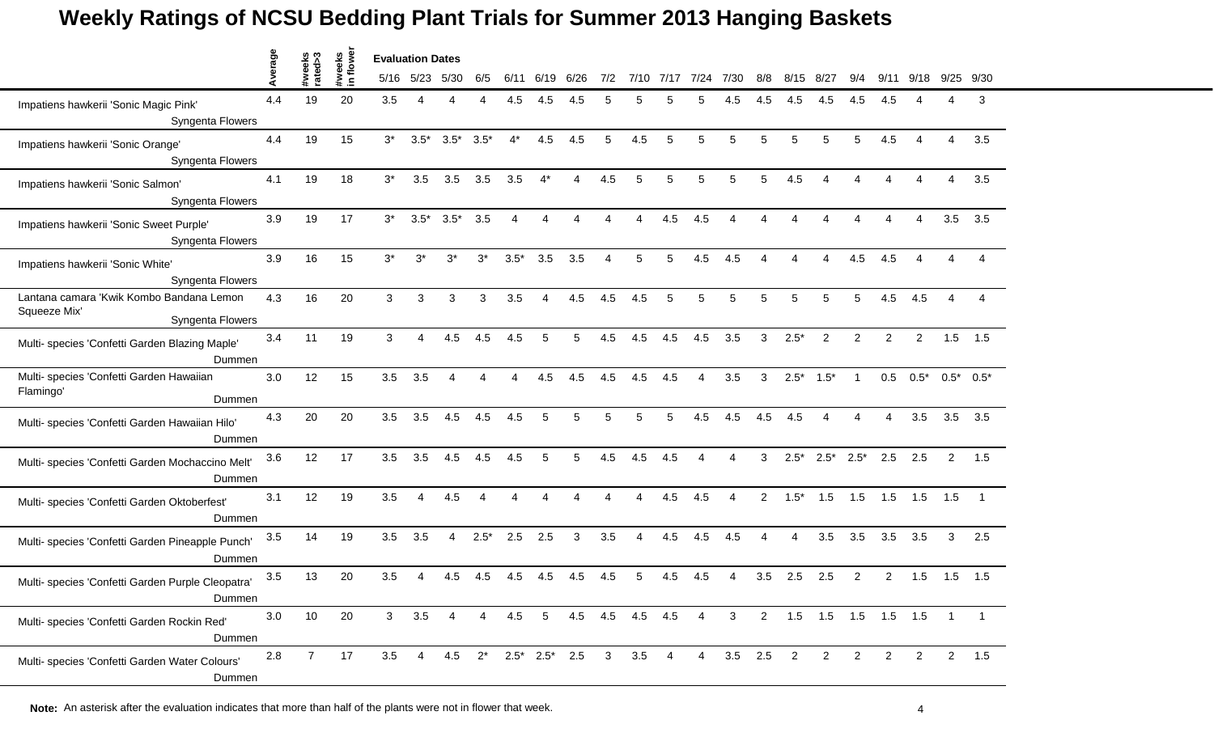# Weekly Ratings of NCSU Bedding Plant Trials for Summer 2013 Hanging Baskets

| | Average | #weeks rated>3 | #weeks in flower | 5/16 | 5/23 | 5/30 | 6/5 | 6/11 | 6/19 | 6/26 | 7/2 | 7/10 | 7/17 | 7/24 | 7/30 | 8/8 | 8/15 | 8/27 | 9/4 | 9/11 | 9/18 | 9/25 | 9/30 |
|---|---|---|---|---|---|---|---|---|---|---|---|---|---|---|---|---|---|---|---|---|---|---|---|
| | | | | **Evaluation Dates** | | | | | | | | | | | | | | | | | | | |
| Impatiens hawkerii 'Sonic Magic Pink' Syngenta Flowers | 4.4 | 19 | 20 | 3.5 | 4 | 4 | 4 | 4.5 | 4.5 | 4.5 | 5 | 5 | 5 | 5 | 4.5 | 4.5 | 4.5 | 4.5 | 4.5 | 4.5 | 4 | 4 | 3 |
| Impatiens hawkerii 'Sonic Orange' Syngenta Flowers | 4.4 | 19 | 15 | 3* | 3.5* | 3.5* | 3.5* | 4* | 4.5 | 4.5 | 5 | 4.5 | 5 | 5 | 5 | 5 | 5 | 5 | 5 | 4.5 | 4 | 4 | 3.5 |
| Impatiens hawkerii 'Sonic Salmon' Syngenta Flowers | 4.1 | 19 | 18 | 3* | 3.5 | 3.5 | 3.5 | 3.5 | 4* | 4 | 4.5 | 5 | 5 | 5 | 5 | 5 | 4.5 | 4 | 4 | 4 | 4 | 4 | 3.5 |
| Impatiens hawkerii 'Sonic Sweet Purple' Syngenta Flowers | 3.9 | 19 | 17 | 3* | 3.5* | 3.5* | 3.5 | 4 | 4 | 4 | 4 | 4 | 4.5 | 4.5 | 4 | 4 | 4 | 4 | 4 | 4 | 4 | 3.5 | 3.5 |
| Impatiens hawkerii 'Sonic White' Syngenta Flowers | 3.9 | 16 | 15 | 3* | 3* | 3* | 3* | 3.5* | 3.5 | 3.5 | 4 | 5 | 5 | 4.5 | 4.5 | 4 | 4 | 4 | 4.5 | 4.5 | 4 | 4 | 4 |
| Lantana camara 'Kwik Kombo Bandana Lemon Squeeze Mix' Syngenta Flowers | 4.3 | 16 | 20 | 3 | 3 | 3 | 3 | 3.5 | 4 | 4.5 | 4.5 | 4.5 | 5 | 5 | 5 | 5 | 5 | 5 | 5 | 4.5 | 4.5 | 4 | 4 |
| Multi- species 'Confetti Garden Blazing Maple' Dummen | 3.4 | 11 | 19 | 3 | 4 | 4.5 | 4.5 | 4.5 | 5 | 5 | 4.5 | 4.5 | 4.5 | 4.5 | 3.5 | 3 | 2.5* | 2 | 2 | 2 | 2 | 1.5 | 1.5 |
| Multi- species 'Confetti Garden Hawaiian Flamingo' Dummen | 3.0 | 12 | 15 | 3.5 | 3.5 | 4 | 4 | 4 | 4.5 | 4.5 | 4.5 | 4.5 | 4.5 | 4 | 3.5 | 3 | 2.5* | 1.5* | 1 | 0.5 | 0.5* | 0.5* | 0.5* |
| Multi- species 'Confetti Garden Hawaiian Hilo' Dummen | 4.3 | 20 | 20 | 3.5 | 3.5 | 4.5 | 4.5 | 4.5 | 5 | 5 | 5 | 5 | 5 | 4.5 | 4.5 | 4.5 | 4.5 | 4 | 4 | 4 | 3.5 | 3.5 | 3.5 |
| Multi- species 'Confetti Garden Mochaccino Melt' Dummen | 3.6 | 12 | 17 | 3.5 | 3.5 | 4.5 | 4.5 | 4.5 | 5 | 5 | 4.5 | 4.5 | 4.5 | 4 | 4 | 3 | 2.5* | 2.5* | 2.5* | 2.5 | 2.5 | 2 | 1.5 |
| Multi- species 'Confetti Garden Oktoberfest' Dummen | 3.1 | 12 | 19 | 3.5 | 4 | 4.5 | 4 | 4 | 4 | 4 | 4 | 4 | 4.5 | 4.5 | 4 | 2 | 1.5* | 1.5 | 1.5 | 1.5 | 1.5 | 1.5 | 1 |
| Multi- species 'Confetti Garden Pineapple Punch' Dummen | 3.5 | 14 | 19 | 3.5 | 3.5 | 4 | 2.5* | 2.5 | 2.5 | 3 | 3.5 | 4 | 4.5 | 4.5 | 4.5 | 4 | 4 | 3.5 | 3.5 | 3.5 | 3.5 | 3 | 2.5 |
| Multi- species 'Confetti Garden Purple Cleopatra' Dummen | 3.5 | 13 | 20 | 3.5 | 4 | 4.5 | 4.5 | 4.5 | 4.5 | 4.5 | 4.5 | 5 | 4.5 | 4.5 | 4 | 3.5 | 2.5 | 2.5 | 2 | 2 | 1.5 | 1.5 | 1.5 |
| Multi- species 'Confetti Garden Rockin Red' Dummen | 3.0 | 10 | 20 | 3 | 3.5 | 4 | 4 | 4.5 | 5 | 4.5 | 4.5 | 4.5 | 4.5 | 4 | 3 | 2 | 1.5 | 1.5 | 1.5 | 1.5 | 1.5 | 1 | 1 |
| Multi- species 'Confetti Garden Water Colours' Dummen | 2.8 | 7 | 17 | 3.5 | 4 | 4.5 | 2* | 2.5* | 2.5* | 2.5 | 3 | 3.5 | 4 | 4 | 3.5 | 2.5 | 2 | 2 | 2 | 2 | 2 | 2 | 1.5 |

**Note:** An asterisk after the evaluation indicates that more than half of the plants were not in flower that week.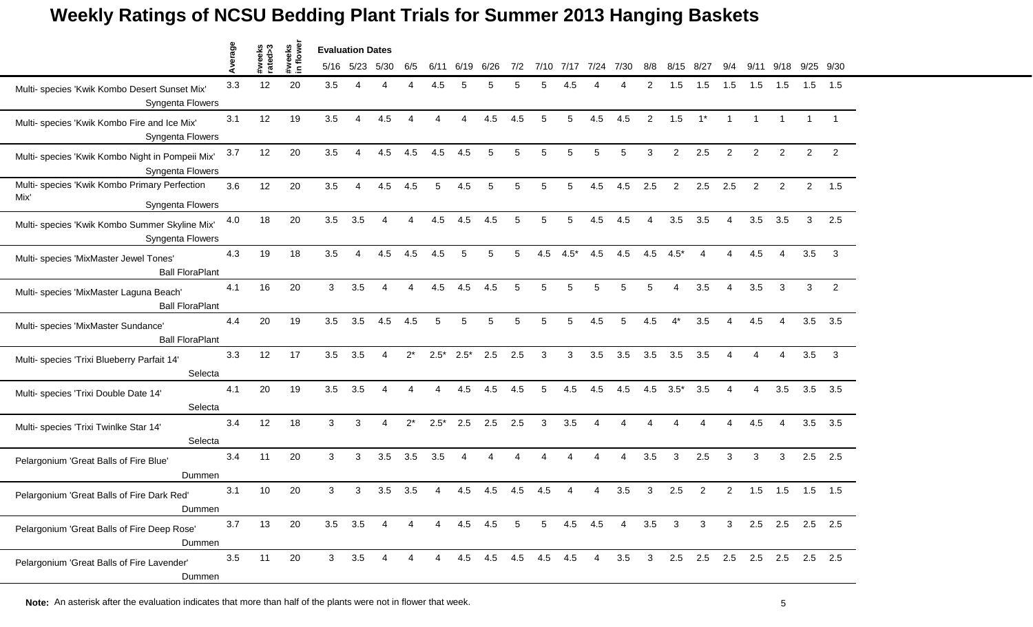# Weekly Ratings of NCSU Bedding Plant Trials for Summer 2013 Hanging Baskets

| | Average | #weeks rated>3 | #weeks in flower | 5/16 | 5/23 | 5/30 | 6/5 | 6/11 | 6/19 | 6/26 | 7/2 | 7/10 | 7/17 | 7/24 | 7/30 | 8/8 | 8/15 | 8/27 | 9/4 | 9/11 | 9/18 | 9/25 | 9/30 |
|---|---|---|---|---|---|---|---|---|---|---|---|---|---|---|---|---|---|---|---|---|---|---|---|
| Multi- species 'Kwik Kombo Desert Sunset Mix' Syngenta Flowers | 3.3 | 12 | 20 | 3.5 | 4 | 4 | 4 | 4.5 | 5 | 5 | 5 | 5 | 4.5 | 4 | 4 | 2 | 1.5 | 1.5 | 1.5 | 1.5 | 1.5 | 1.5 | 1.5 |
| Multi- species 'Kwik Kombo Fire and Ice Mix' Syngenta Flowers | 3.1 | 12 | 19 | 3.5 | 4 | 4.5 | 4 | 4 | 4 | 4.5 | 4.5 | 5 | 5 | 4.5 | 4.5 | 2 | 1.5 | 1* | 1 | 1 | 1 | 1 | 1 |
| Multi- species 'Kwik Kombo Night in Pompeii Mix' Syngenta Flowers | 3.7 | 12 | 20 | 3.5 | 4 | 4.5 | 4.5 | 4.5 | 4.5 | 5 | 5 | 5 | 5 | 5 | 5 | 3 | 2 | 2.5 | 2 | 2 | 2 | 2 | 2 |
| Multi- species 'Kwik Kombo Primary Perfection Mix' Syngenta Flowers | 3.6 | 12 | 20 | 3.5 | 4 | 4.5 | 4.5 | 5 | 4.5 | 5 | 5 | 5 | 5 | 4.5 | 4.5 | 2.5 | 2 | 2.5 | 2.5 | 2 | 2 | 2 | 1.5 |
| Multi- species 'Kwik Kombo Summer Skyline Mix' Syngenta Flowers | 4.0 | 18 | 20 | 3.5 | 3.5 | 4 | 4 | 4.5 | 4.5 | 4.5 | 5 | 5 | 5 | 4.5 | 4.5 | 4 | 3.5 | 3.5 | 4 | 3.5 | 3.5 | 3 | 2.5 |
| Multi- species 'MixMaster Jewel Tones' Ball FloraPlant | 4.3 | 19 | 18 | 3.5 | 4 | 4.5 | 4.5 | 4.5 | 5 | 5 | 5 | 4.5 | 4.5* | 4.5 | 4.5 | 4.5 | 4.5* | 4 | 4 | 4.5 | 4 | 3.5 | 3 |
| Multi- species 'MixMaster Laguna Beach' Ball FloraPlant | 4.1 | 16 | 20 | 3 | 3.5 | 4 | 4 | 4.5 | 4.5 | 4.5 | 5 | 5 | 5 | 5 | 5 | 5 | 4 | 3.5 | 4 | 3.5 | 3 | 3 | 2 |
| Multi- species 'MixMaster Sundance' Ball FloraPlant | 4.4 | 20 | 19 | 3.5 | 3.5 | 4.5 | 4.5 | 5 | 5 | 5 | 5 | 5 | 5 | 4.5 | 5 | 4.5 | 4* | 3.5 | 4 | 4.5 | 4 | 3.5 | 3.5 |
| Multi- species 'Trixi Blueberry Parfait 14' Selecta | 3.3 | 12 | 17 | 3.5 | 3.5 | 4 | 2* | 2.5* | 2.5* | 2.5 | 2.5 | 3 | 3 | 3.5 | 3.5 | 3.5 | 3.5 | 3.5 | 4 | 4 | 4 | 3.5 | 3 |
| Multi- species 'Trixi Double Date 14' Selecta | 4.1 | 20 | 19 | 3.5 | 3.5 | 4 | 4 | 4 | 4.5 | 4.5 | 4.5 | 5 | 4.5 | 4.5 | 4.5 | 4.5 | 3.5* | 3.5 | 4 | 4 | 3.5 | 3.5 | 3.5 |
| Multi- species 'Trixi Twinlke Star 14' Selecta | 3.4 | 12 | 18 | 3 | 3 | 4 | 2* | 2.5* | 2.5 | 2.5 | 2.5 | 3 | 3.5 | 4 | 4 | 4 | 4 | 4 | 4 | 4.5 | 4 | 3.5 | 3.5 |
| Pelargonium 'Great Balls of Fire Blue' Dummen | 3.4 | 11 | 20 | 3 | 3 | 3.5 | 3.5 | 3.5 | 4 | 4 | 4 | 4 | 4 | 4 | 4 | 3.5 | 3 | 2.5 | 3 | 3 | 3 | 2.5 | 2.5 |
| Pelargonium 'Great Balls of Fire Dark Red' Dummen | 3.1 | 10 | 20 | 3 | 3 | 3.5 | 3.5 | 4 | 4.5 | 4.5 | 4.5 | 4.5 | 4 | 4 | 3.5 | 3 | 2.5 | 2 | 2 | 1.5 | 1.5 | 1.5 | 1.5 |
| Pelargonium 'Great Balls of Fire Deep Rose' Dummen | 3.7 | 13 | 20 | 3.5 | 3.5 | 4 | 4 | 4 | 4.5 | 4.5 | 5 | 5 | 4.5 | 4.5 | 4 | 3.5 | 3 | 3 | 3 | 2.5 | 2.5 | 2.5 | 2.5 |
| Pelargonium 'Great Balls of Fire Lavender' Dummen | 3.5 | 11 | 20 | 3 | 3.5 | 4 | 4 | 4 | 4.5 | 4.5 | 4.5 | 4.5 | 4.5 | 4 | 3.5 | 3 | 2.5 | 2.5 | 2.5 | 2.5 | 2.5 | 2.5 | 2.5 |

**Note:** An asterisk after the evaluation indicates that more than half of the plants were not in flower that week.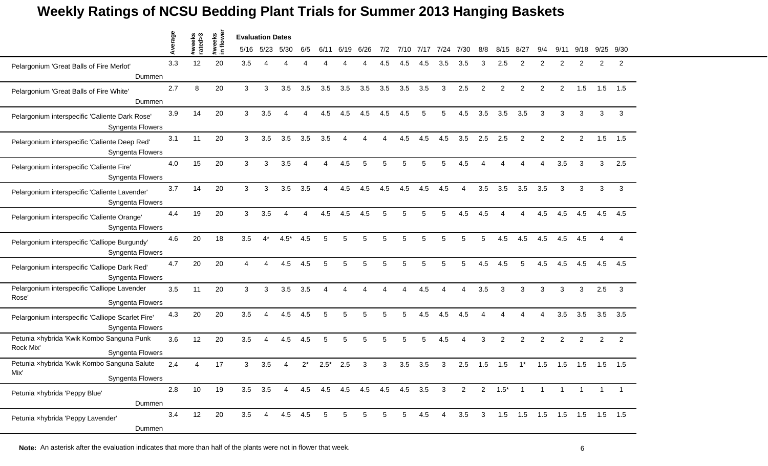# Weekly Ratings of NCSU Bedding Plant Trials for Summer 2013 Hanging Baskets

| | Average | #weeks rated>3 | #weeks in flower | 5/16 | 5/23 | 5/30 | 6/5 | 6/11 | 6/19 | 6/26 | 7/2 | 7/10 | 7/17 | 7/24 | 7/30 | 8/8 | 8/15 | 8/27 | 9/4 | 9/11 | 9/18 | 9/25 | 9/30 |
|---|---|---|---|---|---|---|---|---|---|---|---|---|---|---|---|---|---|---|---|---|---|---|---|
| | | | | Evaluation Dates | | | | | | | | | | | | | | | | | | | |
| Pelargonium 'Great Balls of Fire Merlot' Dummen | 3.3 | 12 | 20 | 3.5 | 4 | 4 | 4 | 4 | 4 | 4 | 4.5 | 4.5 | 4.5 | 3.5 | 3.5 | 3 | 2.5 | 2 | 2 | 2 | 2 | 2 | 2 |
| Pelargonium 'Great Balls of Fire White' Dummen | 2.7 | 8 | 20 | 3 | 3 | 3.5 | 3.5 | 3.5 | 3.5 | 3.5 | 3.5 | 3.5 | 3.5 | 3 | 2.5 | 2 | 2 | 2 | 2 | 2 | 1.5 | 1.5 | 1.5 |
| Pelargonium interspecific 'Caliente Dark Rose' Syngenta Flowers | 3.9 | 14 | 20 | 3 | 3.5 | 4 | 4 | 4.5 | 4.5 | 4.5 | 4.5 | 4.5 | 5 | 5 | 4.5 | 3.5 | 3.5 | 3.5 | 3 | 3 | 3 | 3 | 3 |
| Pelargonium interspecific 'Caliente Deep Red' Syngenta Flowers | 3.1 | 11 | 20 | 3 | 3.5 | 3.5 | 3.5 | 3.5 | 4 | 4 | 4 | 4.5 | 4.5 | 4.5 | 3.5 | 2.5 | 2.5 | 2 | 2 | 2 | 2 | 1.5 | 1.5 |
| Pelargonium interspecific 'Caliente Fire' Syngenta Flowers | 4.0 | 15 | 20 | 3 | 3 | 3.5 | 4 | 4 | 4.5 | 5 | 5 | 5 | 5 | 5 | 4.5 | 4 | 4 | 4 | 4 | 3.5 | 3 | 3 | 2.5 |
| Pelargonium interspecific 'Caliente Lavender' Syngenta Flowers | 3.7 | 14 | 20 | 3 | 3 | 3.5 | 3.5 | 4 | 4.5 | 4.5 | 4.5 | 4.5 | 4.5 | 4.5 | 4 | 3.5 | 3.5 | 3.5 | 3.5 | 3 | 3 | 3 | 3 |
| Pelargonium interspecific 'Caliente Orange' Syngenta Flowers | 4.4 | 19 | 20 | 3 | 3.5 | 4 | 4 | 4.5 | 4.5 | 4.5 | 5 | 5 | 5 | 5 | 4.5 | 4.5 | 4 | 4 | 4.5 | 4.5 | 4.5 | 4.5 | 4.5 |
| Pelargonium interspecific 'Calliope Burgundy' Syngenta Flowers | 4.6 | 20 | 18 | 3.5 | 4* | 4.5* | 4.5 | 5 | 5 | 5 | 5 | 5 | 5 | 5 | 5 | 5 | 4.5 | 4.5 | 4.5 | 4.5 | 4.5 | 4 | 4 |
| Pelargonium interspecific 'Calliope Dark Red' Syngenta Flowers | 4.7 | 20 | 20 | 4 | 4 | 4.5 | 4.5 | 5 | 5 | 5 | 5 | 5 | 5 | 5 | 5 | 4.5 | 4.5 | 5 | 4.5 | 4.5 | 4.5 | 4.5 | 4.5 |
| Pelargonium interspecific 'Calliope Lavender Rose' Syngenta Flowers | 3.5 | 11 | 20 | 3 | 3 | 3.5 | 3.5 | 4 | 4 | 4 | 4 | 4 | 4.5 | 4 | 4 | 3.5 | 3 | 3 | 3 | 3 | 3 | 2.5 | 3 |
| Pelargonium interspecific 'Calliope Scarlet Fire' Syngenta Flowers | 4.3 | 20 | 20 | 3.5 | 4 | 4.5 | 4.5 | 5 | 5 | 5 | 5 | 5 | 4.5 | 4.5 | 4.5 | 4 | 4 | 4 | 4 | 3.5 | 3.5 | 3.5 | 3.5 |
| Petunia ×hybrida 'Kwik Kombo Sanguna Punk Rock Mix' Syngenta Flowers | 3.6 | 12 | 20 | 3.5 | 4 | 4.5 | 4.5 | 5 | 5 | 5 | 5 | 5 | 5 | 4.5 | 4 | 3 | 2 | 2 | 2 | 2 | 2 | 2 | 2 |
| Petunia ×hybrida 'Kwik Kombo Sanguna Salute Mix' Syngenta Flowers | 2.4 | 4 | 17 | 3 | 3.5 | 4 | 2* | 2.5* | 2.5 | 3 | 3 | 3.5 | 3.5 | 3 | 2.5 | 1.5 | 1.5 | 1* | 1.5 | 1.5 | 1.5 | 1.5 | 1.5 |
| Petunia ×hybrida 'Peppy Blue' Dummen | 2.8 | 10 | 19 | 3.5 | 3.5 | 4 | 4.5 | 4.5 | 4.5 | 4.5 | 4.5 | 4.5 | 3.5 | 3 | 2 | 2 | 1.5* | 1 | 1 | 1 | 1 | 1 | 1 |
| Petunia ×hybrida 'Peppy Lavender' Dummen | 3.4 | 12 | 20 | 3.5 | 4 | 4.5 | 4.5 | 5 | 5 | 5 | 5 | 5 | 4.5 | 4 | 3.5 | 3 | 1.5 | 1.5 | 1.5 | 1.5 | 1.5 | 1.5 | 1.5 |

**Note:** An asterisk after the evaluation indicates that more than half of the plants were not in flower that week.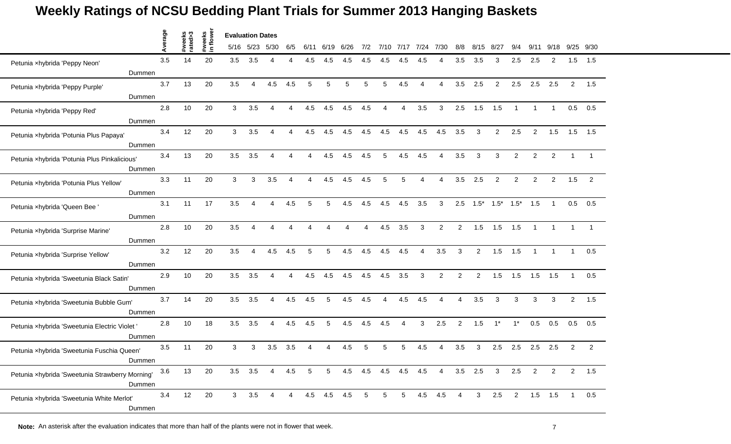# Weekly Ratings of NCSU Bedding Plant Trials for Summer 2013 Hanging Baskets

| | Average | #weeks rated>3 | #weeks in flower | 5/16 | 5/23 | 5/30 | 6/5 | 6/11 | 6/19 | 6/26 | 7/2 | 7/10 | 7/17 | 7/24 | 7/30 | 8/8 | 8/15 | 8/27 | 9/4 | 9/11 | 9/18 | 9/25 | 9/30 |
|---|---|---|---|---|---|---|---|---|---|---|---|---|---|---|---|---|---|---|---|---|---|---|---|
| Petunia ×hybrida 'Peppy Neon' Dummen | 3.5 | 14 | 20 | 3.5 | 3.5 | 4 | 4 | 4.5 | 4.5 | 4.5 | 4.5 | 4.5 | 4.5 | 4.5 | 4 | 3.5 | 3.5 | 3 | 2.5 | 2.5 | 2 | 1.5 | 1.5 |
| Petunia ×hybrida 'Peppy Purple' Dummen | 3.7 | 13 | 20 | 3.5 | 4 | 4.5 | 4.5 | 5 | 5 | 5 | 5 | 5 | 4.5 | 4 | 4 | 3.5 | 2.5 | 2 | 2.5 | 2.5 | 2.5 | 2 | 1.5 |
| Petunia ×hybrida 'Peppy Red' Dummen | 2.8 | 10 | 20 | 3 | 3.5 | 4 | 4 | 4.5 | 4.5 | 4.5 | 4.5 | 4 | 4 | 3.5 | 3 | 2.5 | 1.5 | 1.5 | 1 | 1 | 1 | 0.5 | 0.5 |
| Petunia ×hybrida 'Potunia Plus Papaya' Dummen | 3.4 | 12 | 20 | 3 | 3.5 | 4 | 4 | 4.5 | 4.5 | 4.5 | 4.5 | 4.5 | 4.5 | 4.5 | 4.5 | 3.5 | 3 | 2 | 2.5 | 2 | 1.5 | 1.5 | 1.5 |
| Petunia ×hybrida 'Potunia Plus Pinkalicious' Dummen | 3.4 | 13 | 20 | 3.5 | 3.5 | 4 | 4 | 4 | 4.5 | 4.5 | 4.5 | 5 | 4.5 | 4.5 | 4 | 3.5 | 3 | 3 | 2 | 2 | 2 | 1 | 1 |
| Petunia ×hybrida 'Potunia Plus Yellow' Dummen | 3.3 | 11 | 20 | 3 | 3 | 3.5 | 4 | 4 | 4.5 | 4.5 | 4.5 | 5 | 5 | 4 | 4 | 3.5 | 2.5 | 2 | 2 | 2 | 2 | 1.5 | 2 |
| Petunia ×hybrida 'Queen Bee ' Dummen | 3.1 | 11 | 17 | 3.5 | 4 | 4 | 4.5 | 5 | 5 | 4.5 | 4.5 | 4.5 | 4.5 | 3.5 | 3 | 2.5 | 1.5* | 1.5* | 1.5* | 1.5 | 1 | 0.5 | 0.5 |
| Petunia ×hybrida 'Surprise Marine' Dummen | 2.8 | 10 | 20 | 3.5 | 4 | 4 | 4 | 4 | 4 | 4 | 4 | 4.5 | 3.5 | 3 | 2 | 2 | 1.5 | 1.5 | 1.5 | 1 | 1 | 1 | 1 |
| Petunia ×hybrida 'Surprise Yellow' Dummen | 3.2 | 12 | 20 | 3.5 | 4 | 4.5 | 4.5 | 5 | 5 | 4.5 | 4.5 | 4.5 | 4.5 | 4 | 3.5 | 3 | 2 | 1.5 | 1.5 | 1 | 1 | 1 | 0.5 |
| Petunia ×hybrida 'Sweetunia Black Satin' Dummen | 2.9 | 10 | 20 | 3.5 | 3.5 | 4 | 4 | 4.5 | 4.5 | 4.5 | 4.5 | 4.5 | 3.5 | 3 | 2 | 2 | 2 | 1.5 | 1.5 | 1.5 | 1.5 | 1 | 0.5 |
| Petunia ×hybrida 'Sweetunia Bubble Gum' Dummen | 3.7 | 14 | 20 | 3.5 | 3.5 | 4 | 4.5 | 4.5 | 5 | 4.5 | 4.5 | 4 | 4.5 | 4.5 | 4 | 4 | 3.5 | 3 | 3 | 3 | 3 | 2 | 1.5 |
| Petunia ×hybrida 'Sweetunia Electric Violet ' Dummen | 2.8 | 10 | 18 | 3.5 | 3.5 | 4 | 4.5 | 4.5 | 5 | 4.5 | 4.5 | 4.5 | 4 | 3 | 2.5 | 2 | 1.5 | 1* | 1* | 0.5 | 0.5 | 0.5 | 0.5 |
| Petunia ×hybrida 'Sweetunia Fuschia Queen' Dummen | 3.5 | 11 | 20 | 3 | 3 | 3.5 | 3.5 | 4 | 4 | 4.5 | 5 | 5 | 5 | 4.5 | 4 | 3.5 | 3 | 2.5 | 2.5 | 2.5 | 2.5 | 2 | 2 |
| Petunia ×hybrida 'Sweetunia Strawberry Morning' Dummen | 3.6 | 13 | 20 | 3.5 | 3.5 | 4 | 4.5 | 5 | 5 | 4.5 | 4.5 | 4.5 | 4.5 | 4.5 | 4 | 3.5 | 2.5 | 3 | 2.5 | 2 | 2 | 2 | 1.5 |
| Petunia ×hybrida 'Sweetunia White Merlot' Dummen | 3.4 | 12 | 20 | 3 | 3.5 | 4 | 4 | 4.5 | 4.5 | 4.5 | 5 | 5 | 5 | 4.5 | 4.5 | 4 | 3 | 2.5 | 2 | 1.5 | 1.5 | 1 | 0.5 |

**Note:** An asterisk after the evaluation indicates that more than half of the plants were not in flower that week.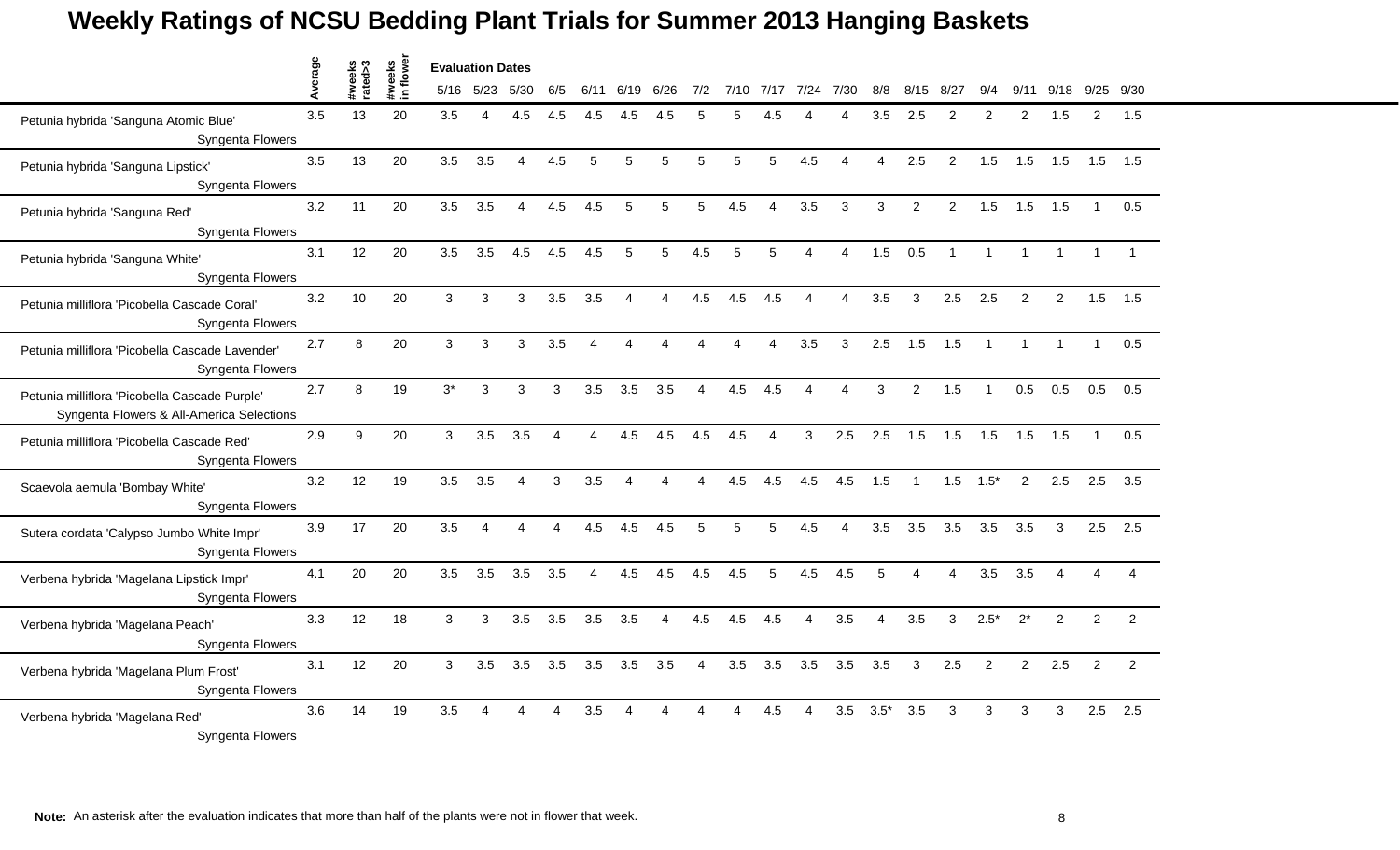# Weekly Ratings of NCSU Bedding Plant Trials for Summer 2013 Hanging Baskets

| | Average | #weeks rated>3 | #weeks in flower | 5/16 | 5/23 | 5/30 | 6/5 | 6/11 | 6/19 | 6/26 | 7/2 | 7/10 | 7/17 | 7/24 | 7/30 | 8/8 | 8/15 | 8/27 | 9/4 | 9/11 | 9/18 | 9/25 | 9/30 |
|---|---|---|---|---|---|---|---|---|---|---|---|---|---|---|---|---|---|---|---|---|---|---|---|
| | | | | Evaluation Dates | | | | | | | | | | | | | | | | | | | |
| Petunia hybrida 'Sanguna Atomic Blue' Syngenta Flowers | 3.5 | 13 | 20 | 3.5 | 4 | 4.5 | 4.5 | 4.5 | 4.5 | 4.5 | 5 | 5 | 4.5 | 4 | 4 | 3.5 | 2.5 | 2 | 2 | 2 | 1.5 | 2 | 1.5 |
| Petunia hybrida 'Sanguna Lipstick' Syngenta Flowers | 3.5 | 13 | 20 | 3.5 | 3.5 | 4 | 4.5 | 5 | 5 | 5 | 5 | 5 | 5 | 4.5 | 4 | 4 | 2.5 | 2 | 1.5 | 1.5 | 1.5 | 1.5 | 1.5 |
| Petunia hybrida 'Sanguna Red' Syngenta Flowers | 3.2 | 11 | 20 | 3.5 | 3.5 | 4 | 4.5 | 4.5 | 5 | 5 | 5 | 4.5 | 4 | 3.5 | 3 | 3 | 2 | 2 | 1.5 | 1.5 | 1.5 | 1 | 0.5 |
| Petunia hybrida 'Sanguna White' Syngenta Flowers | 3.1 | 12 | 20 | 3.5 | 3.5 | 4.5 | 4.5 | 4.5 | 5 | 5 | 4.5 | 5 | 5 | 4 | 4 | 1.5 | 0.5 | 1 | 1 | 1 | 1 | 1 | 1 |
| Petunia milliflora 'Picobella Cascade Coral' Syngenta Flowers | 3.2 | 10 | 20 | 3 | 3 | 3 | 3.5 | 3.5 | 4 | 4 | 4.5 | 4.5 | 4.5 | 4 | 4 | 3.5 | 3 | 2.5 | 2.5 | 2 | 2 | 1.5 | 1.5 |
| Petunia milliflora 'Picobella Cascade Lavender' Syngenta Flowers | 2.7 | 8 | 20 | 3 | 3 | 3 | 3.5 | 4 | 4 | 4 | 4 | 4 | 4 | 3.5 | 3 | 2.5 | 1.5 | 1.5 | 1 | 1 | 1 | 1 | 0.5 |
| Petunia milliflora 'Picobella Cascade Purple' Syngenta Flowers & All-America Selections | 2.7 | 8 | 19 | 3* | 3 | 3 | 3 | 3.5 | 3.5 | 3.5 | 4 | 4.5 | 4.5 | 4 | 4 | 3 | 2 | 1.5 | 1 | 0.5 | 0.5 | 0.5 | 0.5 |
| Petunia milliflora 'Picobella Cascade Red' Syngenta Flowers | 2.9 | 9 | 20 | 3 | 3.5 | 3.5 | 4 | 4 | 4.5 | 4.5 | 4.5 | 4.5 | 4 | 3 | 2.5 | 2.5 | 1.5 | 1.5 | 1.5 | 1.5 | 1.5 | 1 | 0.5 |
| Scaevola aemula 'Bombay White' Syngenta Flowers | 3.2 | 12 | 19 | 3.5 | 3.5 | 4 | 3 | 3.5 | 4 | 4 | 4 | 4.5 | 4.5 | 4.5 | 4.5 | 1.5 | 1 | 1.5 | 1.5* | 2 | 2.5 | 2.5 | 3.5 |
| Sutera cordata 'Calypso Jumbo White Impr' Syngenta Flowers | 3.9 | 17 | 20 | 3.5 | 4 | 4 | 4 | 4.5 | 4.5 | 4.5 | 5 | 5 | 5 | 4.5 | 4 | 3.5 | 3.5 | 3.5 | 3.5 | 3.5 | 3 | 2.5 | 2.5 |
| Verbena hybrida 'Magelana Lipstick Impr' Syngenta Flowers | 4.1 | 20 | 20 | 3.5 | 3.5 | 3.5 | 3.5 | 4 | 4.5 | 4.5 | 4.5 | 4.5 | 5 | 4.5 | 4.5 | 5 | 4 | 4 | 3.5 | 3.5 | 4 | 4 | 4 |
| Verbena hybrida 'Magelana Peach' Syngenta Flowers | 3.3 | 12 | 18 | 3 | 3 | 3.5 | 3.5 | 3.5 | 3.5 | 4 | 4.5 | 4.5 | 4.5 | 4 | 3.5 | 4 | 3.5 | 3 | 2.5* | 2* | 2 | 2 | 2 |
| Verbena hybrida 'Magelana Plum Frost' Syngenta Flowers | 3.1 | 12 | 20 | 3 | 3.5 | 3.5 | 3.5 | 3.5 | 3.5 | 3.5 | 4 | 3.5 | 3.5 | 3.5 | 3.5 | 3.5 | 3 | 2.5 | 2 | 2 | 2.5 | 2 | 2 |
| Verbena hybrida 'Magelana Red' Syngenta Flowers | 3.6 | 14 | 19 | 3.5 | 4 | 4 | 4 | 3.5 | 4 | 4 | 4 | 4 | 4.5 | 4 | 3.5 | 3.5* | 3.5 | 3 | 3 | 3 | 3 | 2.5 | 2.5 |

**Note:** An asterisk after the evaluation indicates that more than half of the plants were not in flower that week.